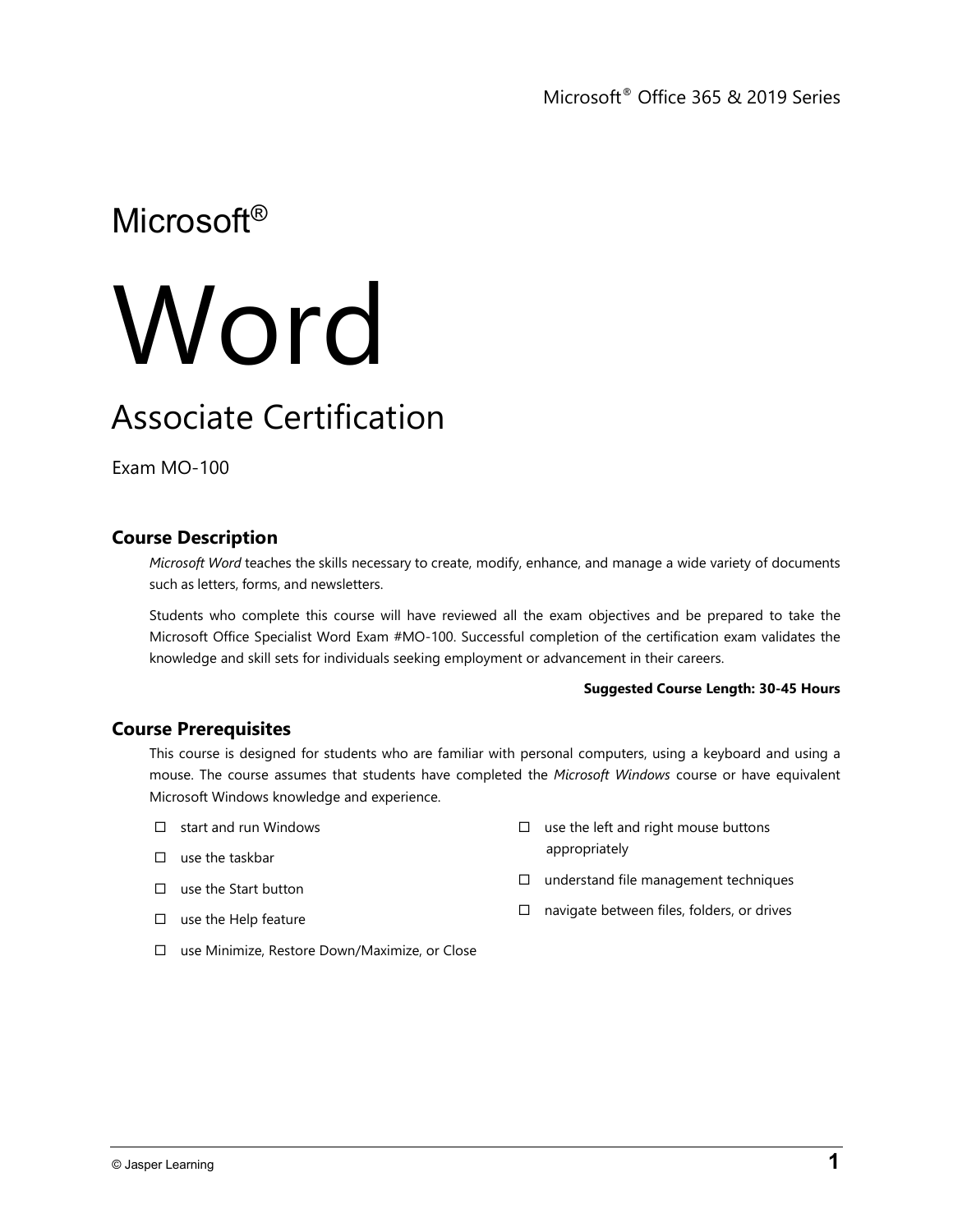Microsoft® Office 365 & 2019 Series

Microsoft®

# Word

## Associate Certification

Exam MO-100

### Course Description

*Microsoft Word* teaches the skills necessary to create, modify, enhance, and manage a wide variety of documents such as letters, forms, and newsletters.

Students who complete this course will have reviewed all the exam objectives and be prepared to take the Microsoft Office Specialist Word Exam #MO-100. Successful completion of the certification exam validates the knowledge and skill sets for individuals seeking employment or advancement in their careers.

**Suggested Course Length: 30-45 Hours**

### Course Prerequisites

This course is designed for students who are familiar with personal computers, using a keyboard and using a mouse. The course assumes that students have completed the *Microsoft Windows* course or have equivalent Microsoft Windows knowledge and experience.

- ☐ start and run Windows
- ☐ use the taskbar
- ☐ use the Start button
- ☐ use the Help feature
- ☐ use Minimize, Restore Down/Maximize, or Close
- ☐ use the left and right mouse buttons appropriately
- ☐ understand file management techniques
- ☐ navigate between files, folders, or drives

© Jasper Learning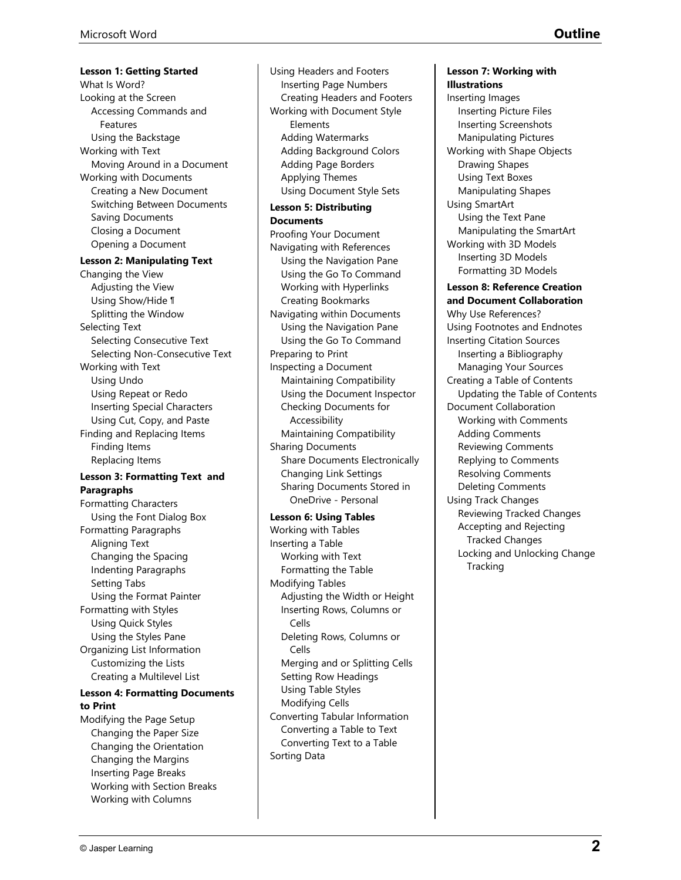# Outline

**Lesson 1: Getting Started**

- What Is Word?
- Looking at the Screen
  - Accessing Commands and Features
  - Using the Backstage
- Working with Text
  - Moving Around in a Document
- Working with Documents
  - Creating a New Document
  - Switching Between Documents
  - Saving Documents
  - Closing a Document
  - Opening a Document

**Lesson 2: Manipulating Text**

- Changing the View
  - Adjusting the View
  - Using Show/Hide ¶
  - Splitting the Window
- Selecting Text
  - Selecting Consecutive Text
  - Selecting Non-Consecutive Text
- Working with Text
  - Using Undo
  - Using Repeat or Redo
  - Inserting Special Characters
  - Using Cut, Copy, and Paste
- Finding and Replacing Items
  - Finding Items
  - Replacing Items

**Lesson 3: Formatting Text and Paragraphs**

- Formatting Characters
  - Using the Font Dialog Box
- Formatting Paragraphs
  - Aligning Text
  - Changing the Spacing
  - Indenting Paragraphs
  - Setting Tabs
  - Using the Format Painter
- Formatting with Styles
  - Using Quick Styles
  - Using the Styles Pane
- Organizing List Information
  - Customizing the Lists
  - Creating a Multilevel List

**Lesson 4: Formatting Documents to Print**

- Modifying the Page Setup
  - Changing the Paper Size
  - Changing the Orientation
  - Changing the Margins
  - Inserting Page Breaks
  - Working with Section Breaks
  - Working with Columns
- Using Headers and Footers
  - Inserting Page Numbers
  - Creating Headers and Footers
- Working with Document Style Elements
  - Adding Watermarks
  - Adding Background Colors
  - Adding Page Borders
  - Applying Themes
  - Using Document Style Sets

**Lesson 5: Distributing Documents**

- Proofing Your Document
- Navigating with References
  - Using the Navigation Pane
  - Using the Go To Command
  - Working with Hyperlinks
  - Creating Bookmarks
- Navigating within Documents
  - Using the Navigation Pane
  - Using the Go To Command
- Preparing to Print
- Inspecting a Document
  - Maintaining Compatibility
  - Using the Document Inspector
  - Checking Documents for Accessibility
  - Maintaining Compatibility
- Sharing Documents
  - Share Documents Electronically
  - Changing Link Settings
  - Sharing Documents Stored in OneDrive - Personal

**Lesson 6: Using Tables**

- Working with Tables
- Inserting a Table
  - Working with Text
  - Formatting the Table
- Modifying Tables
  - Adjusting the Width or Height
  - Inserting Rows, Columns or Cells
  - Deleting Rows, Columns or Cells
  - Merging and or Splitting Cells
  - Setting Row Headings
  - Using Table Styles
  - Modifying Cells
- Converting Tabular Information
  - Converting a Table to Text
  - Converting Text to a Table
- Sorting Data

**Lesson 7: Working with Illustrations**

- Inserting Images
  - Inserting Picture Files
  - Inserting Screenshots
  - Manipulating Pictures
- Working with Shape Objects
  - Drawing Shapes
  - Using Text Boxes
  - Manipulating Shapes
- Using SmartArt
  - Using the Text Pane
  - Manipulating the SmartArt
- Working with 3D Models
  - Inserting 3D Models
  - Formatting 3D Models

**Lesson 8: Reference Creation and Document Collaboration**

- Why Use References?
- Using Footnotes and Endnotes
- Inserting Citation Sources
  - Inserting a Bibliography
  - Managing Your Sources
- Creating a Table of Contents
  - Updating the Table of Contents
- Document Collaboration
  - Working with Comments
  - Adding Comments
  - Reviewing Comments
  - Replying to Comments
  - Resolving Comments
  - Deleting Comments
- Using Track Changes
  - Reviewing Tracked Changes
  - Accepting and Rejecting Tracked Changes
  - Locking and Unlocking Change Tracking